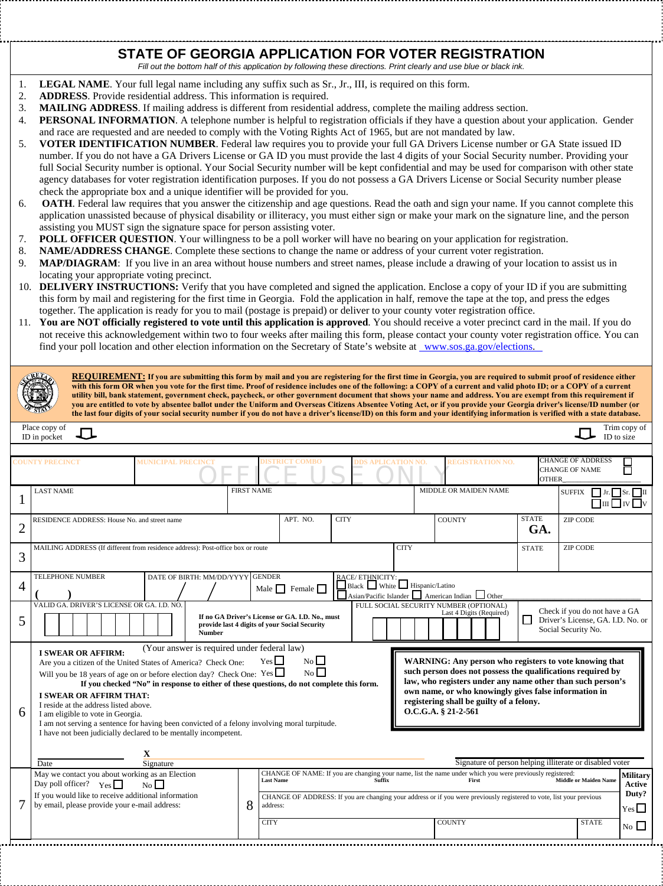# STATE OF GEORGIA APPLICATION FOR VOTER REGISTRATION

*Fill out the bottom half of this application by following these directions. Print clearly and use blue or black ink.*

1. **LEGAL NAME**. Your full legal name including any suffix such as Sr., Jr., III, is required on this form.
2. **ADDRESS**. Provide residential address. This information is required.
3. **MAILING ADDRESS**. If mailing address is different from residential address, complete the mailing address section.
4. **PERSONAL INFORMATION**. A telephone number is helpful to registration officials if they have a question about your application. Gender and race are requested and are needed to comply with the Voting Rights Act of 1965, but are not mandated by law.
5. **VOTER IDENTIFICATION NUMBER**. Federal law requires you to provide your full GA Drivers License number or GA State issued ID number. If you do not have a GA Drivers License or GA ID you must provide the last 4 digits of your Social Security number. Providing your full Social Security number is optional. Your Social Security number will be kept confidential and may be used for comparison with other state agency databases for voter registration identification purposes. If you do not possess a GA Drivers License or Social Security number please check the appropriate box and a unique identifier will be provided for you.
6. **OATH**. Federal law requires that you answer the citizenship and age questions. Read the oath and sign your name. If you cannot complete this application unassisted because of physical disability or illiteracy, you must either sign or make your mark on the signature line, and the person assisting you MUST sign the signature space for person assisting voter.
7. **POLL OFFICER QUESTION**. Your willingness to be a poll worker will have no bearing on your application for registration.
8. **NAME/ADDRESS CHANGE**. Complete these sections to change the name or address of your current voter registration.
9. **MAP/DIAGRAM**: If you live in an area without house numbers and street names, please include a drawing of your location to assist us in locating your appropriate voting precinct.
10. **DELIVERY INSTRUCTIONS:** Verify that you have completed and signed the application. Enclose a copy of your ID if you are submitting this form by mail and registering for the first time in Georgia. Fold the application in half, remove the tape at the top, and press the edges together. The application is ready for you to mail (postage is prepaid) or deliver to your county voter registration office.
11. **You are NOT officially registered to vote until this application is approved**. You should receive a voter precinct card in the mail. If you do not receive this acknowledgement within two to four weeks after mailing this form, please contact your county voter registration office. You can find your poll location and other election information on the Secretary of State's website at www.sos.ga.gov/elections.

**REQUIREMENT: If you are submitting this form by mail and you are registering for the first time in Georgia, you are required to submit proof of residence either with this form OR when you vote for the first time. Proof of residence includes one of the following: a COPY of a current and valid photo ID; or a COPY of a current utility bill, bank statement, government check, paycheck, or other government document that shows your name and address. You are exempt from this requirement if you are entitled to vote by absentee ballot under the Uniform and Overseas Citizens Absentee Voting Act, or if you provide your Georgia driver's license/ID number (or the last four digits of your social security number if you do not have a driver's license/ID) on this form and your identifying information is verified with a state database.**

Place copy of ID in pocket | Trim copy of ID to size

**OFFICE USE ONLY**

| COUNTY PRECINCT | MUNICIPAL PRECINCT | DISTRICT COMBO | DDS APLICATION NO. | REGISTRATION NO. | CHANGE OF ADDRESS ☐ / CHANGE OF NAME ☐ / OTHER___ |
|---|---|---|---|---|---|
| | | | | | |

**1**

| LAST NAME | FIRST NAME | MIDDLE OR MAIDEN NAME | SUFFIX ☐ Jr. ☐ Sr. ☐ II ☐ III ☐ IV ☐ V |
|---|---|---|---|
| | | | |

**2**

| RESIDENCE ADDRESS: House No. and street name | APT. NO. | CITY | COUNTY | STATE | ZIP CODE |
|---|---|---|---|---|---|
| | | | | GA. | |

**3**

| MAILING ADDRESS (If different from residence address): Post-office box or route | CITY | STATE | ZIP CODE |
|---|---|---|---|
| | | | |

**4**

| TELEPHONE NUMBER | DATE OF BIRTH: MM/DD/YYYY | GENDER | RACE/ ETHNICITY: |
|---|---|---|---|
| ( ) | / / | Male ☐ Female ☐ | ☐ Black ☐ White ☐ Hispanic/Latino ☐ Asian/Pacific Islander ☐ American Indian ☐ Other___ |

**5**

| VALID GA. DRIVER'S LICENSE OR GA. I.D. NO. | | FULL SOCIAL SECURITY NUMBER (OPTIONAL) Last 4 Digits (Required) | |
|---|---|---|---|
| | If no GA Driver's License or GA. I.D. No., must provide last 4 digits of your Social Security Number | | ☐ Check if you do not have a GA Driver's License, GA. I.D. No. or Social Security No. |

**6**

**I SWEAR OR AFFIRM:** (Your answer is required under federal law)

Are you a citizen of the United States of America? Check One: Yes ☐ No ☐

Will you be 18 years of age on or before election day? Check One: Yes ☐ No ☐

**If you checked "No" in response to either of these questions, do not complete this form.**

**I SWEAR OR AFFIRM THAT:**

I reside at the address listed above.
I am eligible to vote in Georgia.
I am not serving a sentence for having been convicted of a felony involving moral turpitude.
I have not been judicially declared to be mentally incompetent.

**WARNING: Any person who registers to vote knowing that such person does not possess the qualifications required by law, who registers under any name other than such person's own name, or who knowingly gives false information in registering shall be guilty of a felony. O.C.G.A. § 21-2-561**

Date ________ X Signature ________ Signature of person helping illiterate or disabled voter ________

**7**

May we contact you about working as an Election Day poll officer? Yes ☐ No ☐

If you would like to receive additional information by email, please provide your e-mail address:

**8**

CHANGE OF NAME: If you are changing your name, list the name under which you were previously registered:

| Last Name | Suffix | First | Middle or Maiden Name |
|---|---|---|---|
| | | | |

CHANGE OF ADDRESS: If you are changing your address or if you were previously registered to vote, list your previous address:

| CITY | COUNTY | STATE |
|---|---|---|
| | | |

**Military Active Duty?** Yes ☐ No ☐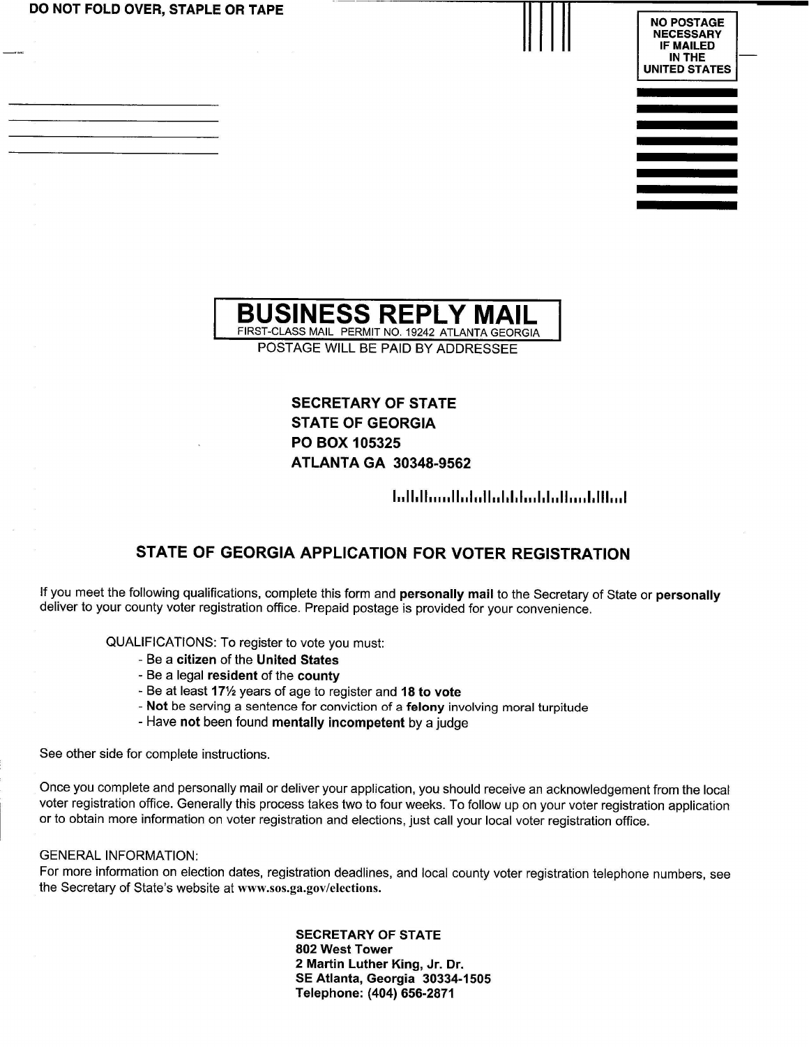DO NOT FOLD OVER, STAPLE OR TAPE

NO POSTAGE NECESSARY IF MAILED IN THE UNITED STATES

**BUSINESS REPLY MAIL**

FIRST-CLASS MAIL PERMIT NO. 19242 ATLANTA GEORGIA

POSTAGE WILL BE PAID BY ADDRESSEE

**SECRETARY OF STATE**
**STATE OF GEORGIA**
**PO BOX 105325**
**ATLANTA GA 30348-9562**

## STATE OF GEORGIA APPLICATION FOR VOTER REGISTRATION

If you meet the following qualifications, complete this form and **personally mail** to the Secretary of State or **personally** deliver to your county voter registration office. Prepaid postage is provided for your convenience.

QUALIFICATIONS: To register to vote you must:

- Be a **citizen** of the **United States**
- Be a legal **resident** of the **county**
- Be at least **17½** years of age to register and **18 to vote**
- **Not** be serving a sentence for conviction of a **felony** involving moral turpitude
- Have **not** been found **mentally incompetent** by a judge

See other side for complete instructions.

Once you complete and personally mail or deliver your application, you should receive an acknowledgement from the local voter registration office. Generally this process takes two to four weeks. To follow up on your voter registration application or to obtain more information on voter registration and elections, just call your local voter registration office.

GENERAL INFORMATION:
For more information on election dates, registration deadlines, and local county voter registration telephone numbers, see the Secretary of State's website at **www.sos.ga.gov/elections.**

**SECRETARY OF STATE**
**802 West Tower**
**2 Martin Luther King, Jr. Dr.**
**SE Atlanta, Georgia 30334-1505**
**Telephone: (404) 656-2871**